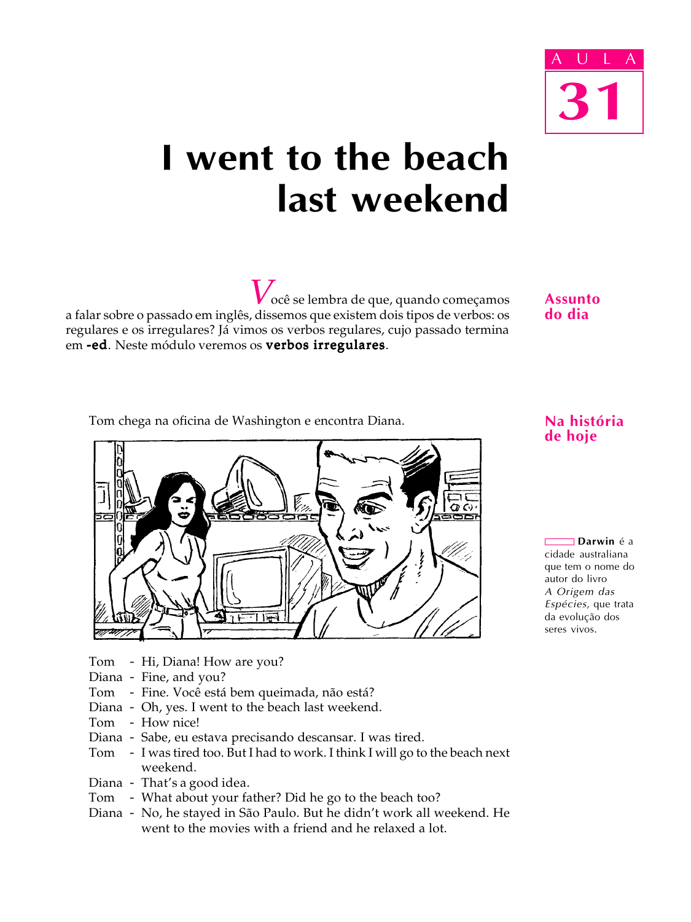AULA

# 31

# I went to the beach last weekend

**Assunto do dia**

Você se lembra de que, quando começamos a falar sobre o passado em inglês, dissemos que existem dois tipos de verbos: os regulares e os irregulares? Já vimos os verbos regulares, cujo passado termina em **-ed**. Neste módulo veremos os **verbos irregulares**.

**Na história de hoje**

Tom chega na oficina de Washington e encontra Diana.

**Darwin** é a cidade australiana que tem o nome do autor do livro *A Origem das Espécies*, que trata da evolução dos seres vivos.

Tom - Hi, Diana! How are you?
Diana - Fine, and you?
Tom - Fine. Você está bem queimada, não está?
Diana - Oh, yes. I went to the beach last weekend.
Tom - How nice!
Diana - Sabe, eu estava precisando descansar. I was tired.
Tom - I was tired too. But I had to work. I think I will go to the beach next weekend.
Diana - That's a good idea.
Tom - What about your father? Did he go to the beach too?
Diana - No, he stayed in São Paulo. But he didn't work all weekend. He went to the movies with a friend and he relaxed a lot.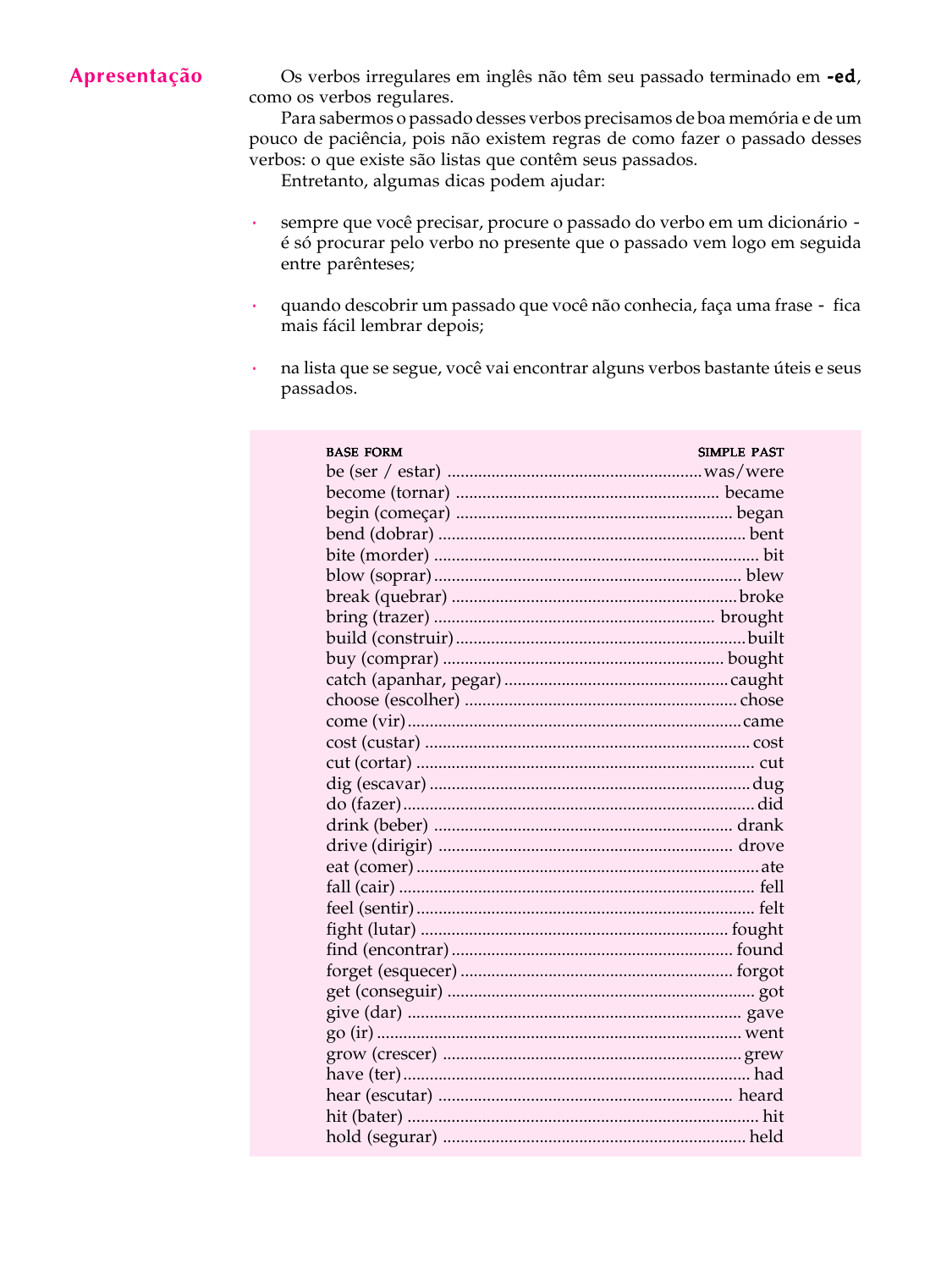## Apresentação

Os verbos irregulares em inglês não têm seu passado terminado em **-ed**, como os verbos regulares.

Para sabermos o passado desses verbos precisamos de boa memória e de um pouco de paciência, pois não existem regras de como fazer o passado desses verbos: o que existe são listas que contêm seus passados.

Entretanto, algumas dicas podem ajudar:

- sempre que você precisar, procure o passado do verbo em um dicionário - é só procurar pelo verbo no presente que o passado vem logo em seguida entre parênteses;
- quando descobrir um passado que você não conhecia, faça uma frase - fica mais fácil lembrar depois;
- na lista que se segue, você vai encontrar alguns verbos bastante úteis e seus passados.

| BASE FORM | SIMPLE PAST |
|---|---|
| be (ser / estar) | was/were |
| become (tornar) | became |
| begin (começar) | began |
| bend (dobrar) | bent |
| bite (morder) | bit |
| blow (soprar) | blew |
| break (quebrar) | broke |
| bring (trazer) | brought |
| build (construir) | built |
| buy (comprar) | bought |
| catch (apanhar, pegar) | caught |
| choose (escolher) | chose |
| come (vir) | came |
| cost (custar) | cost |
| cut (cortar) | cut |
| dig (escavar) | dug |
| do (fazer) | did |
| drink (beber) | drank |
| drive (dirigir) | drove |
| eat (comer) | ate |
| fall (cair) | fell |
| feel (sentir) | felt |
| fight (lutar) | fought |
| find (encontrar) | found |
| forget (esquecer) | forgot |
| get (conseguir) | got |
| give (dar) | gave |
| go (ir) | went |
| grow (crescer) | grew |
| have (ter) | had |
| hear (escutar) | heard |
| hit (bater) | hit |
| hold (segurar) | held |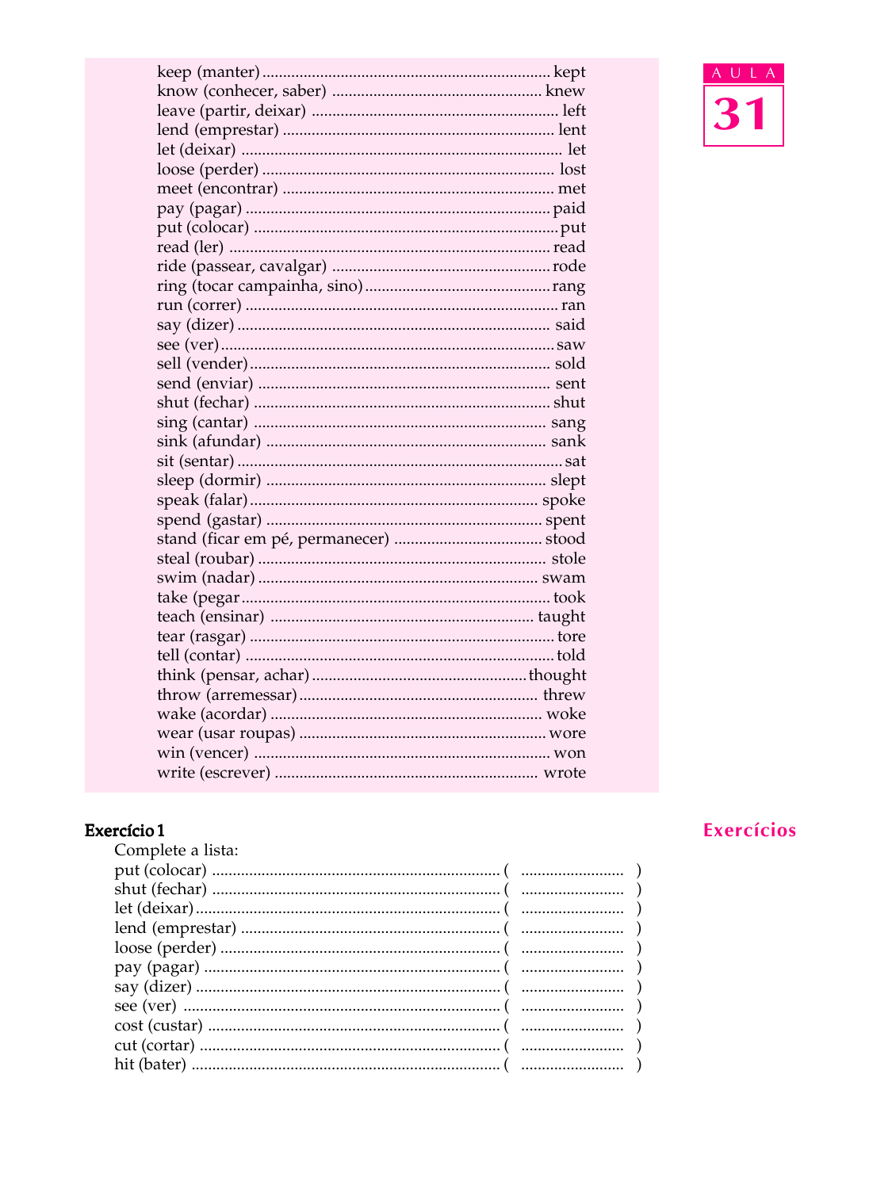keep (manter) ........................................ kept
know (conhecer, saber) ........................................ knew
leave (partir, deixar) ........................................ left
lend (emprestar) ........................................ lent
let (deixar) ........................................ let
loose (perder) ........................................ lost
meet (encontrar) ........................................ met
pay (pagar) ........................................ paid
put (colocar) ........................................ put
read (ler) ........................................ read
ride (passear, cavalgar) ........................................ rode
ring (tocar campainha, sino) ........................................ rang
run (correr) ........................................ ran
say (dizer) ........................................ said
see (ver) ........................................ saw
sell (vender) ........................................ sold
send (enviar) ........................................ sent
shut (fechar) ........................................ shut
sing (cantar) ........................................ sang
sink (afundar) ........................................ sank
sit (sentar) ........................................ sat
sleep (dormir) ........................................ slept
speak (falar) ........................................ spoke
spend (gastar) ........................................ spent
stand (ficar em pé, permanecer) ........................................ stood
steal (roubar) ........................................ stole
swim (nadar) ........................................ swam
take (pegar ........................................ took
teach (ensinar) ........................................ taught
tear (rasgar) ........................................ tore
tell (contar) ........................................ told
think (pensar, achar) ........................................ thought
throw (arremessar) ........................................ threw
wake (acordar) ........................................ woke
wear (usar roupas) ........................................ wore
win (vencer) ........................................ won
write (escrever) ........................................ wrote

## Exercícios

**Exercício 1**

Complete a lista:

put (colocar) ........................................ ( ........................ )
shut (fechar) ........................................ ( ........................ )
let (deixar) ........................................ ( ........................ )
lend (emprestar) ........................................ ( ........................ )
loose (perder) ........................................ ( ........................ )
pay (pagar) ........................................ ( ........................ )
say (dizer) ........................................ ( ........................ )
see (ver) ........................................ ( ........................ )
cost (custar) ........................................ ( ........................ )
cut (cortar) ........................................ ( ........................ )
hit (bater) ........................................ ( ........................ )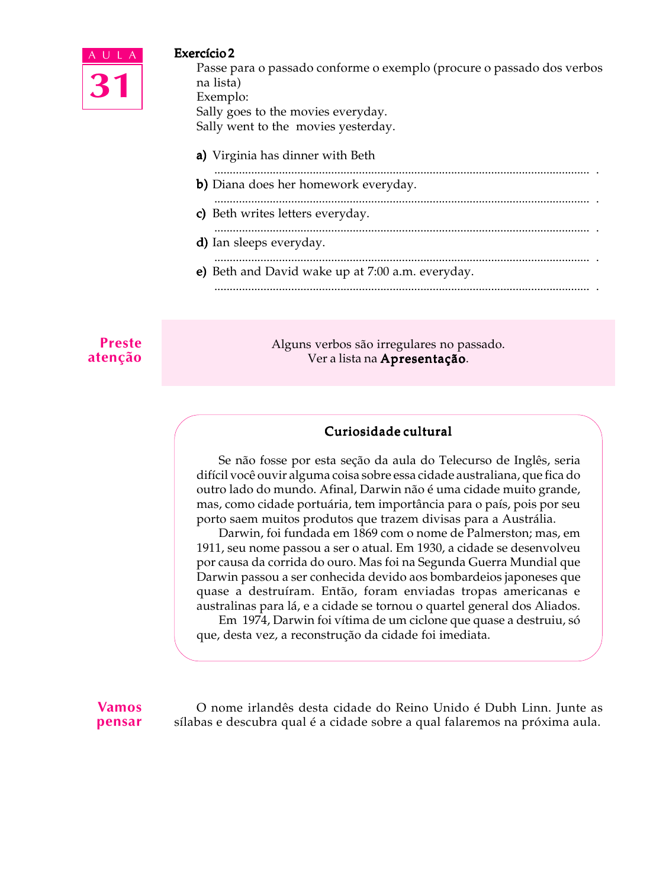### Exercício 2

Passe para o passado conforme o exemplo (procure o passado dos verbos na lista)

Exemplo:

Sally goes to the movies everyday.

Sally went to the  movies yesterday.

**a)** Virginia has dinner with Beth

........................................................................................................................ .

**b)** Diana does her homework everyday.

........................................................................................................................ .

**c)** Beth writes letters everyday.

........................................................................................................................ .

**d)** Ian sleeps everyday.

........................................................................................................................ .

**e)** Beth and David wake up at 7:00 a.m. everyday.

........................................................................................................................ .

**Preste atenção**

Alguns verbos são irregulares no passado.
Ver a lista na **Apresentação**.

### Curiosidade cultural

Se não fosse por esta seção da aula do Telecurso de Inglês, seria difícil você ouvir alguma coisa sobre essa cidade australiana, que fica do outro lado do mundo. Afinal, Darwin não é uma cidade muito grande, mas, como cidade portuária, tem importância para o país, pois por seu porto saem muitos produtos que trazem divisas para a Austrália.

Darwin, foi fundada em 1869 com o nome de Palmerston; mas, em 1911, seu nome passou a ser o atual. Em 1930, a cidade se desenvolveu por causa da corrida do ouro. Mas foi na Segunda Guerra Mundial que Darwin passou a ser conhecida devido aos bombardeios japoneses que quase a destruíram. Então, foram enviadas tropas americanas e australinas para lá, e a cidade se tornou o quartel general dos Aliados.

Em 1974, Darwin foi vítima de um ciclone que quase a destruiu, só que, desta vez, a reconstrução da cidade foi imediata.

**Vamos pensar**

O nome irlandês desta cidade do Reino Unido é Dubh Linn. Junte as sílabas e descubra qual é a cidade sobre a qual falaremos na próxima aula.